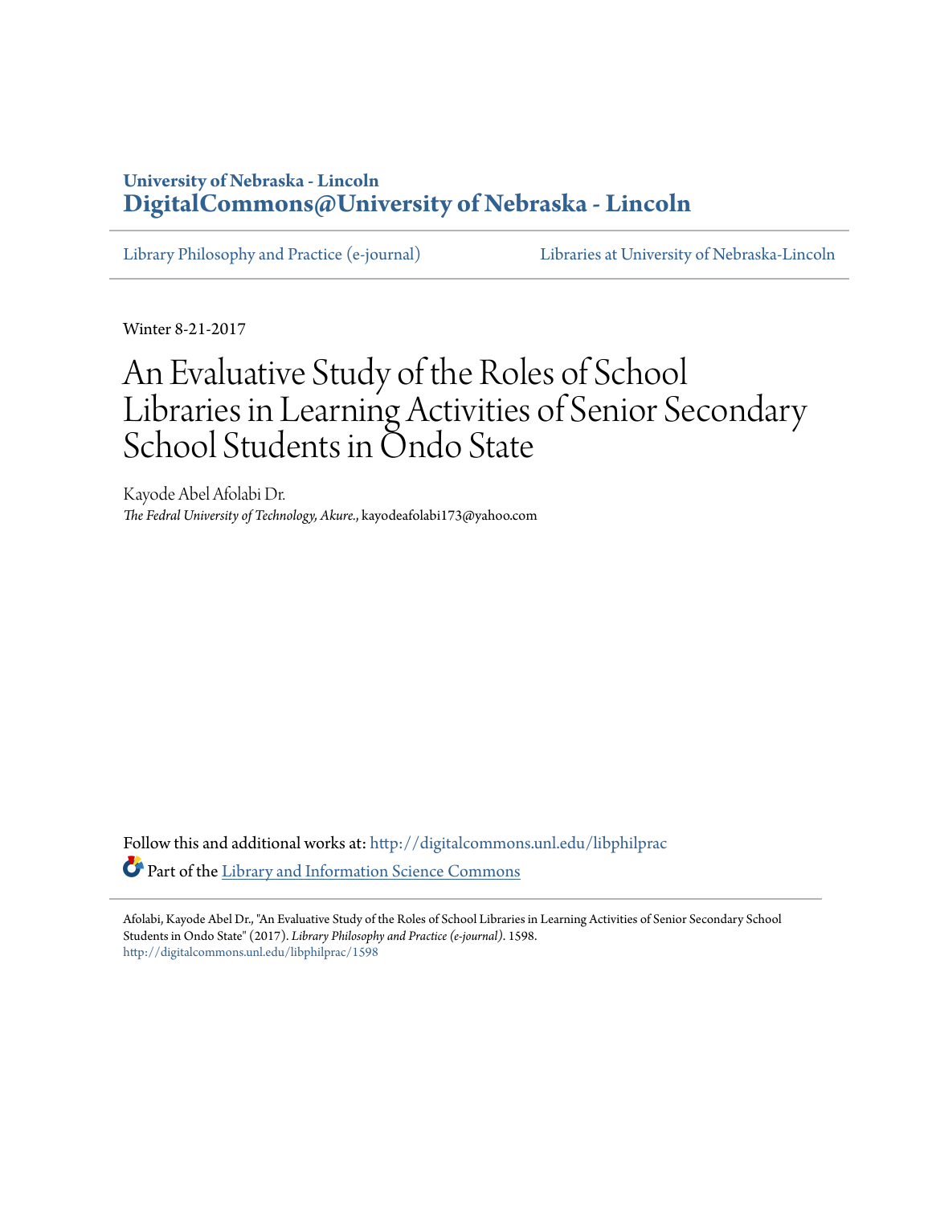University of Nebraska - Lincoln
**DigitalCommons@University of Nebraska - Lincoln**

Library Philosophy and Practice (e-journal) | Libraries at University of Nebraska-Lincoln

Winter 8-21-2017

# An Evaluative Study of the Roles of School Libraries in Learning Activities of Senior Secondary School Students in Ondo State

Kayode Abel Afolabi Dr.
*The Fedral University of Technology, Akure.*, kayodeafolabi173@yahoo.com

Follow this and additional works at: http://digitalcommons.unl.edu/libphilprac

Part of the Library and Information Science Commons

Afolabi, Kayode Abel Dr., "An Evaluative Study of the Roles of School Libraries in Learning Activities of Senior Secondary School Students in Ondo State" (2017). *Library Philosophy and Practice (e-journal)*. 1598.
http://digitalcommons.unl.edu/libphilprac/1598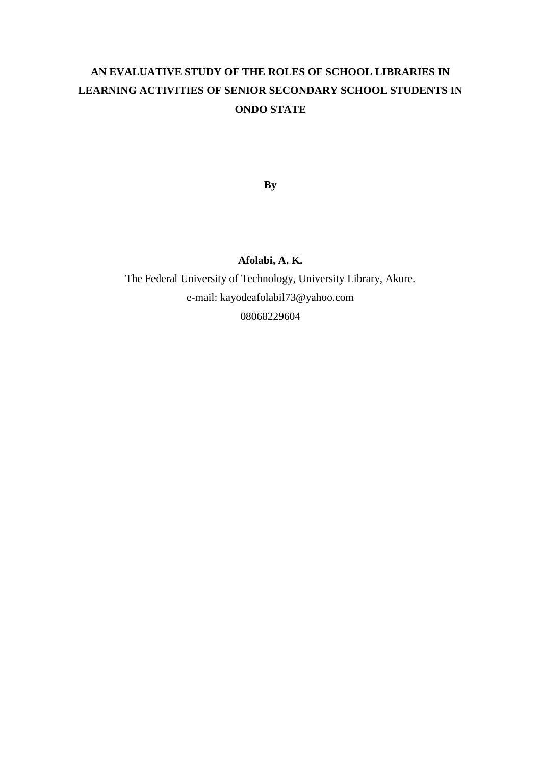# AN EVALUATIVE STUDY OF THE ROLES OF SCHOOL LIBRARIES IN LEARNING ACTIVITIES OF SENIOR SECONDARY SCHOOL STUDENTS IN ONDO STATE

**By**

**Afolabi, A. K.**

The Federal University of Technology, University Library, Akure.

e-mail: kayodeafolabil73@yahoo.com

08068229604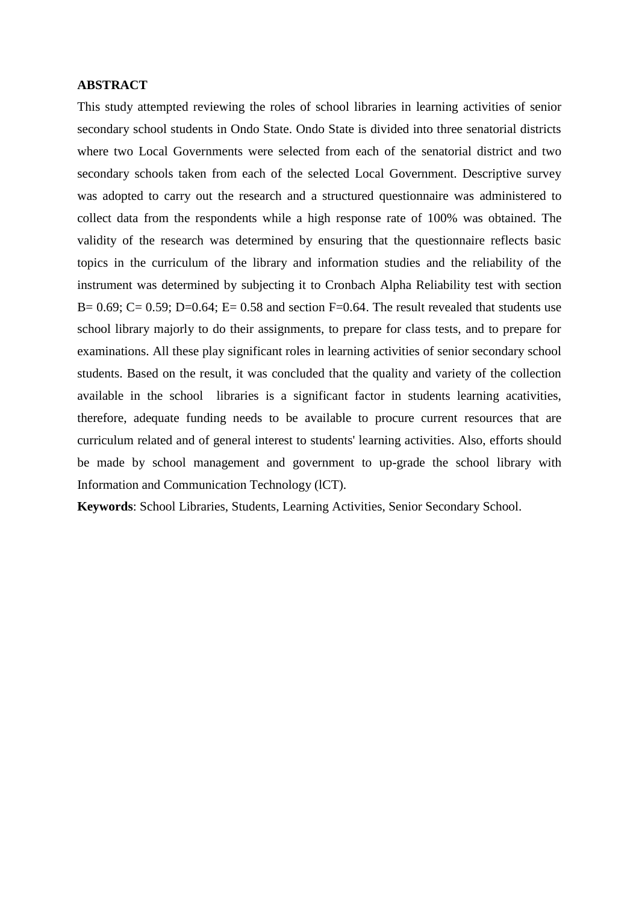## ABSTRACT

This study attempted reviewing the roles of school libraries in learning activities of senior secondary school students in Ondo State. Ondo State is divided into three senatorial districts where two Local Governments were selected from each of the senatorial district and two secondary schools taken from each of the selected Local Government. Descriptive survey was adopted to carry out the research and a structured questionnaire was administered to collect data from the respondents while a high response rate of 100% was obtained. The validity of the research was determined by ensuring that the questionnaire reflects basic topics in the curriculum of the library and information studies and the reliability of the instrument was determined by subjecting it to Cronbach Alpha Reliability test with section B= 0.69; C= 0.59; D=0.64; E= 0.58 and section F=0.64. The result revealed that students use school library majorly to do their assignments, to prepare for class tests, and to prepare for examinations. All these play significant roles in learning activities of senior secondary school students. Based on the result, it was concluded that the quality and variety of the collection available in the school libraries is a significant factor in students learning acativities, therefore, adequate funding needs to be available to procure current resources that are curriculum related and of general interest to students' learning activities. Also, efforts should be made by school management and government to up-grade the school library with Information and Communication Technology (lCT).

**Keywords**: School Libraries, Students, Learning Activities, Senior Secondary School.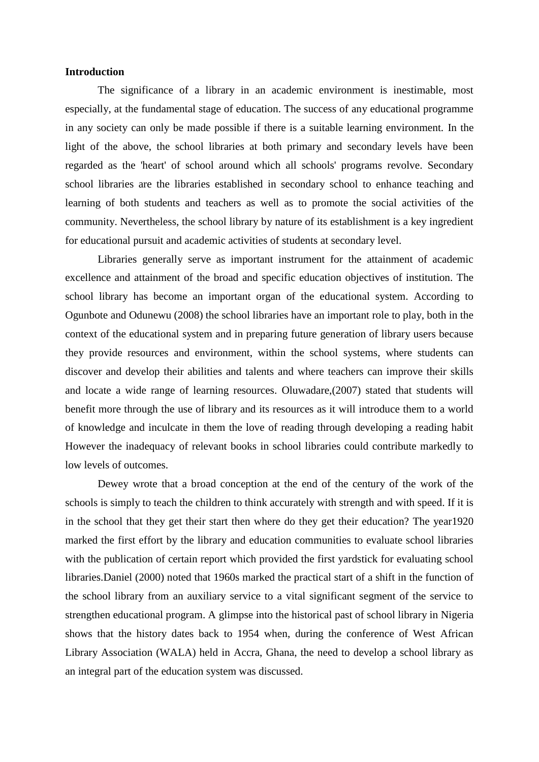**Introduction**

The significance of a library in an academic environment is inestimable, most especially, at the fundamental stage of education. The success of any educational programme in any society can only be made possible if there is a suitable learning environment. In the light of the above, the school libraries at both primary and secondary levels have been regarded as the 'heart' of school around which all schools' programs revolve. Secondary school libraries are the libraries established in secondary school to enhance teaching and learning of both students and teachers as well as to promote the social activities of the community. Nevertheless, the school library by nature of its establishment is a key ingredient for educational pursuit and academic activities of students at secondary level.

Libraries generally serve as important instrument for the attainment of academic excellence and attainment of the broad and specific education objectives of institution. The school library has become an important organ of the educational system. According to Ogunbote and Odunewu (2008) the school libraries have an important role to play, both in the context of the educational system and in preparing future generation of library users because they provide resources and environment, within the school systems, where students can discover and develop their abilities and talents and where teachers can improve their skills and locate a wide range of learning resources. Oluwadare,(2007) stated that students will benefit more through the use of library and its resources as it will introduce them to a world of knowledge and inculcate in them the love of reading through developing a reading habit However the inadequacy of relevant books in school libraries could contribute markedly to low levels of outcomes.

Dewey wrote that a broad conception at the end of the century of the work of the schools is simply to teach the children to think accurately with strength and with speed. If it is in the school that they get their start then where do they get their education? The year1920 marked the first effort by the library and education communities to evaluate school libraries with the publication of certain report which provided the first yardstick for evaluating school libraries.Daniel (2000) noted that 1960s marked the practical start of a shift in the function of the school library from an auxiliary service to a vital significant segment of the service to strengthen educational program. A glimpse into the historical past of school library in Nigeria shows that the history dates back to 1954 when, during the conference of West African Library Association (WALA) held in Accra, Ghana, the need to develop a school library as an integral part of the education system was discussed.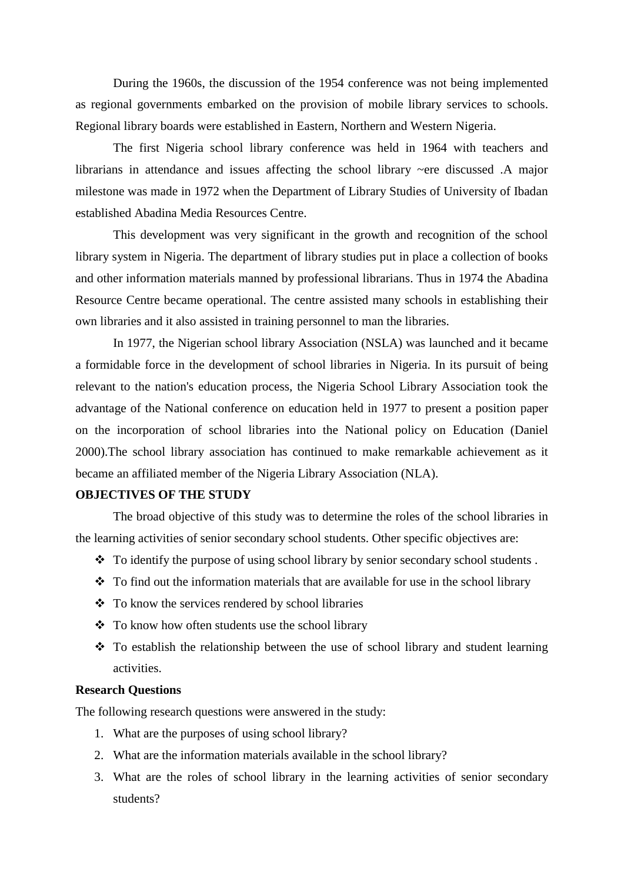During the 1960s, the discussion of the 1954 conference was not being implemented as regional governments embarked on the provision of mobile library services to schools. Regional library boards were established in Eastern, Northern and Western Nigeria.

The first Nigeria school library conference was held in 1964 with teachers and librarians in attendance and issues affecting the school library ~ere discussed .A major milestone was made in 1972 when the Department of Library Studies of University of Ibadan established Abadina Media Resources Centre.

This development was very significant in the growth and recognition of the school library system in Nigeria. The department of library studies put in place a collection of books and other information materials manned by professional librarians. Thus in 1974 the Abadina Resource Centre became operational. The centre assisted many schools in establishing their own libraries and it also assisted in training personnel to man the libraries.

In 1977, the Nigerian school library Association (NSLA) was launched and it became a formidable force in the development of school libraries in Nigeria. In its pursuit of being relevant to the nation's education process, the Nigeria School Library Association took the advantage of the National conference on education held in 1977 to present a position paper on the incorporation of school libraries into the National policy on Education (Daniel 2000).The school library association has continued to make remarkable achievement as it became an affiliated member of the Nigeria Library Association (NLA).

**OBJECTIVES OF THE STUDY**

The broad objective of this study was to determine the roles of the school libraries in the learning activities of senior secondary school students. Other specific objectives are:

- To identify the purpose of using school library by senior secondary school students .
- To find out the information materials that are available for use in the school library
- To know the services rendered by school libraries
- To know how often students use the school library
- To establish the relationship between the use of school library and student learning activities.

**Research Questions**

The following research questions were answered in the study:

1. What are the purposes of using school library?
2. What are the information materials available in the school library?
3. What are the roles of school library in the learning activities of senior secondary students?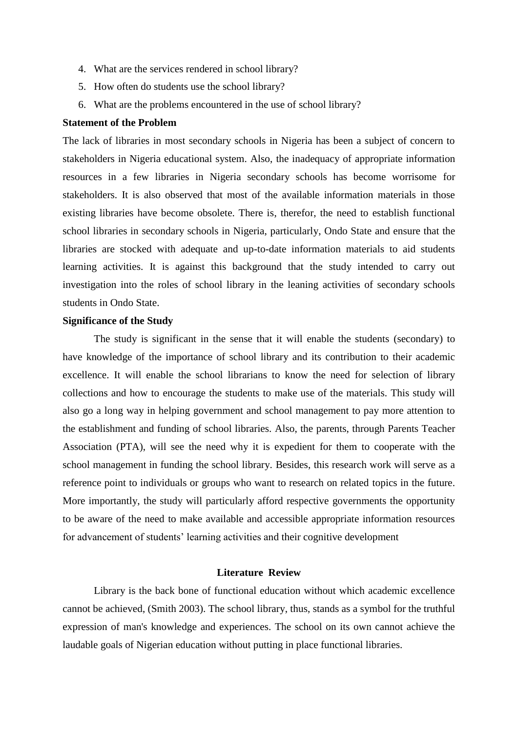4. What are the services rendered in school library?
5. How often do students use the school library?
6. What are the problems encountered in the use of school library?

**Statement of the Problem**

The lack of libraries in most secondary schools in Nigeria has been a subject of concern to stakeholders in Nigeria educational system. Also, the inadequacy of appropriate information resources in a few libraries in Nigeria secondary schools has become worrisome for stakeholders. It is also observed that most of the available information materials in those existing libraries have become obsolete. There is, therefor, the need to establish functional school libraries in secondary schools in Nigeria, particularly, Ondo State and ensure that the libraries are stocked with adequate and up-to-date information materials to aid students learning activities. It is against this background that the study intended to carry out investigation into the roles of school library in the leaning activities of secondary schools students in Ondo State.

**Significance of the Study**

The study is significant in the sense that it will enable the students (secondary) to have knowledge of the importance of school library and its contribution to their academic excellence. It will enable the school librarians to know the need for selection of library collections and how to encourage the students to make use of the materials. This study will also go a long way in helping government and school management to pay more attention to the establishment and funding of school libraries. Also, the parents, through Parents Teacher Association (PTA), will see the need why it is expedient for them to cooperate with the school management in funding the school library. Besides, this research work will serve as a reference point to individuals or groups who want to research on related topics in the future. More importantly, the study will particularly afford respective governments the opportunity to be aware of the need to make available and accessible appropriate information resources for advancement of students' learning activities and their cognitive development

## Literature Review

Library is the back bone of functional education without which academic excellence cannot be achieved, (Smith 2003). The school library, thus, stands as a symbol for the truthful expression of man's knowledge and experiences. The school on its own cannot achieve the laudable goals of Nigerian education without putting in place functional libraries.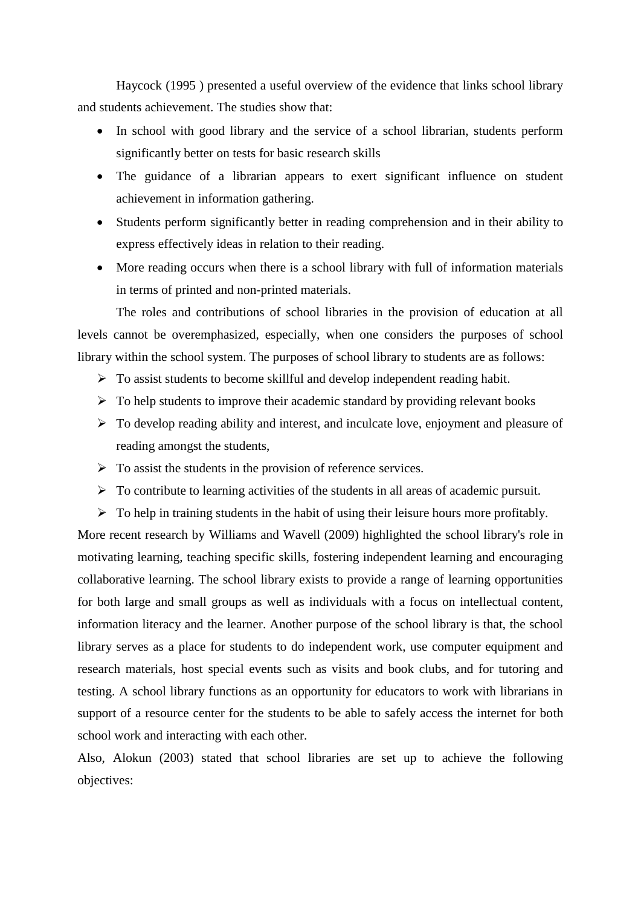Haycock (1995 ) presented a useful overview of the evidence that links school library and students achievement. The studies show that:

- In school with good library and the service of a school librarian, students perform significantly better on tests for basic research skills
- The guidance of a librarian appears to exert significant influence on student achievement in information gathering.
- Students perform significantly better in reading comprehension and in their ability to express effectively ideas in relation to their reading.
- More reading occurs when there is a school library with full of information materials in terms of printed and non-printed materials.

The roles and contributions of school libraries in the provision of education at all levels cannot be overemphasized, especially, when one considers the purposes of school library within the school system. The purposes of school library to students are as follows:

- To assist students to become skillful and develop independent reading habit.
- To help students to improve their academic standard by providing relevant books
- To develop reading ability and interest, and inculcate love, enjoyment and pleasure of reading amongst the students,
- To assist the students in the provision of reference services.
- To contribute to learning activities of the students in all areas of academic pursuit.
- To help in training students in the habit of using their leisure hours more profitably.

More recent research by Williams and Wavell (2009) highlighted the school library's role in motivating learning, teaching specific skills, fostering independent learning and encouraging collaborative learning. The school library exists to provide a range of learning opportunities for both large and small groups as well as individuals with a focus on intellectual content, information literacy and the learner. Another purpose of the school library is that, the school library serves as a place for students to do independent work, use computer equipment and research materials, host special events such as visits and book clubs, and for tutoring and testing. A school library functions as an opportunity for educators to work with librarians in support of a resource center for the students to be able to safely access the internet for both school work and interacting with each other.

Also, Alokun (2003) stated that school libraries are set up to achieve the following objectives: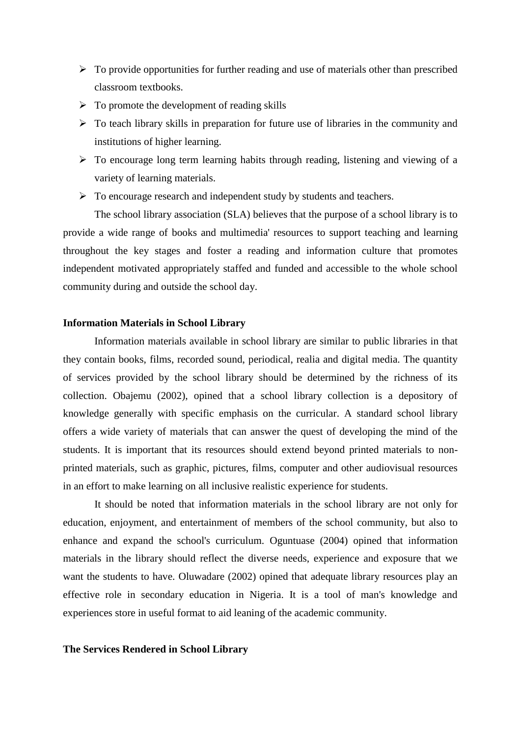- To provide opportunities for further reading and use of materials other than prescribed classroom textbooks.
- To promote the development of reading skills
- To teach library skills in preparation for future use of libraries in the community and institutions of higher learning.
- To encourage long term learning habits through reading, listening and viewing of a variety of learning materials.
- To encourage research and independent study by students and teachers.

The school library association (SLA) believes that the purpose of a school library is to provide a wide range of books and multimedia' resources to support teaching and learning throughout the key stages and foster a reading and information culture that promotes independent motivated appropriately staffed and funded and accessible to the whole school community during and outside the school day.

**Information Materials in School Library**

Information materials available in school library are similar to public libraries in that they contain books, films, recorded sound, periodical, realia and digital media. The quantity of services provided by the school library should be determined by the richness of its collection. Obajemu (2002), opined that a school library collection is a depository of knowledge generally with specific emphasis on the curricular. A standard school library offers a wide variety of materials that can answer the quest of developing the mind of the students. It is important that its resources should extend beyond printed materials to non-printed materials, such as graphic, pictures, films, computer and other audiovisual resources in an effort to make learning on all inclusive realistic experience for students.

It should be noted that information materials in the school library are not only for education, enjoyment, and entertainment of members of the school community, but also to enhance and expand the school's curriculum. Oguntuase (2004) opined that information materials in the library should reflect the diverse needs, experience and exposure that we want the students to have. Oluwadare (2002) opined that adequate library resources play an effective role in secondary education in Nigeria. It is a tool of man's knowledge and experiences store in useful format to aid leaning of the academic community.

**The Services Rendered in School Library**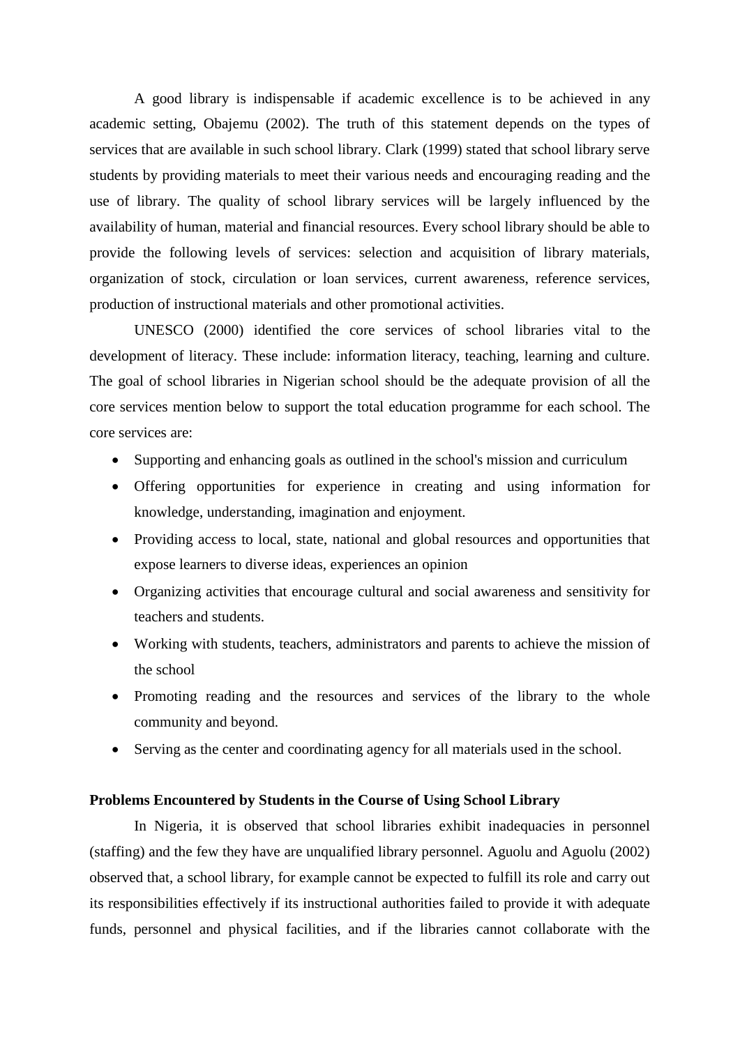A good library is indispensable if academic excellence is to be achieved in any academic setting, Obajemu (2002). The truth of this statement depends on the types of services that are available in such school library. Clark (1999) stated that school library serve students by providing materials to meet their various needs and encouraging reading and the use of library. The quality of school library services will be largely influenced by the availability of human, material and financial resources. Every school library should be able to provide the following levels of services: selection and acquisition of library materials, organization of stock, circulation or loan services, current awareness, reference services, production of instructional materials and other promotional activities.

UNESCO (2000) identified the core services of school libraries vital to the development of literacy. These include: information literacy, teaching, learning and culture. The goal of school libraries in Nigerian school should be the adequate provision of all the core services mention below to support the total education programme for each school. The core services are:

- Supporting and enhancing goals as outlined in the school's mission and curriculum
- Offering opportunities for experience in creating and using information for knowledge, understanding, imagination and enjoyment.
- Providing access to local, state, national and global resources and opportunities that expose learners to diverse ideas, experiences an opinion
- Organizing activities that encourage cultural and social awareness and sensitivity for teachers and students.
- Working with students, teachers, administrators and parents to achieve the mission of the school
- Promoting reading and the resources and services of the library to the whole community and beyond.
- Serving as the center and coordinating agency for all materials used in the school.

**Problems Encountered by Students in the Course of Using School Library**

In Nigeria, it is observed that school libraries exhibit inadequacies in personnel (staffing) and the few they have are unqualified library personnel. Aguolu and Aguolu (2002) observed that, a school library, for example cannot be expected to fulfill its role and carry out its responsibilities effectively if its instructional authorities failed to provide it with adequate funds, personnel and physical facilities, and if the libraries cannot collaborate with the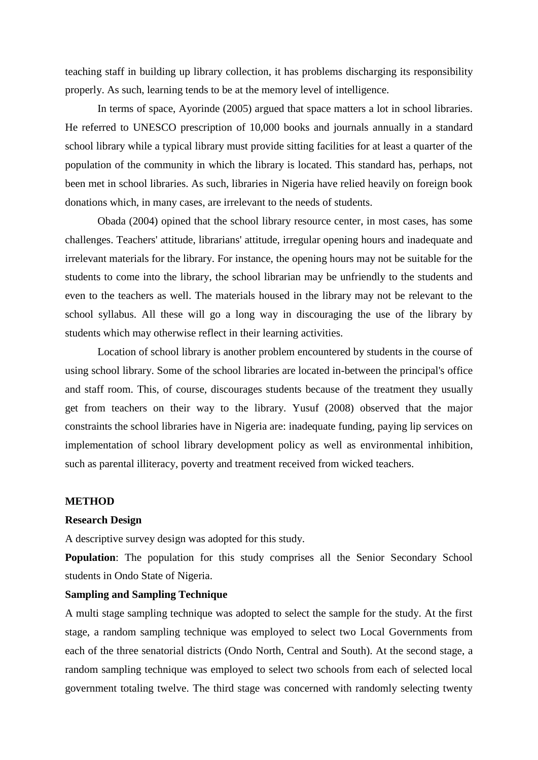teaching staff in building up library collection, it has problems discharging its responsibility properly. As such, learning tends to be at the memory level of intelligence.

In terms of space, Ayorinde (2005) argued that space matters a lot in school libraries. He referred to UNESCO prescription of 10,000 books and journals annually in a standard school library while a typical library must provide sitting facilities for at least a quarter of the population of the community in which the library is located. This standard has, perhaps, not been met in school libraries. As such, libraries in Nigeria have relied heavily on foreign book donations which, in many cases, are irrelevant to the needs of students.

Obada (2004) opined that the school library resource center, in most cases, has some challenges. Teachers' attitude, librarians' attitude, irregular opening hours and inadequate and irrelevant materials for the library. For instance, the opening hours may not be suitable for the students to come into the library, the school librarian may be unfriendly to the students and even to the teachers as well. The materials housed in the library may not be relevant to the school syllabus. All these will go a long way in discouraging the use of the library by students which may otherwise reflect in their learning activities.

Location of school library is another problem encountered by students in the course of using school library. Some of the school libraries are located in-between the principal's office and staff room. This, of course, discourages students because of the treatment they usually get from teachers on their way to the library. Yusuf (2008) observed that the major constraints the school libraries have in Nigeria are: inadequate funding, paying lip services on implementation of school library development policy as well as environmental inhibition, such as parental illiteracy, poverty and treatment received from wicked teachers.

## METHOD

### Research Design

A descriptive survey design was adopted for this study.

**Population**: The population for this study comprises all the Senior Secondary School students in Ondo State of Nigeria.

### Sampling and Sampling Technique

A multi stage sampling technique was adopted to select the sample for the study. At the first stage, a random sampling technique was employed to select two Local Governments from each of the three senatorial districts (Ondo North, Central and South). At the second stage, a random sampling technique was employed to select two schools from each of selected local government totaling twelve. The third stage was concerned with randomly selecting twenty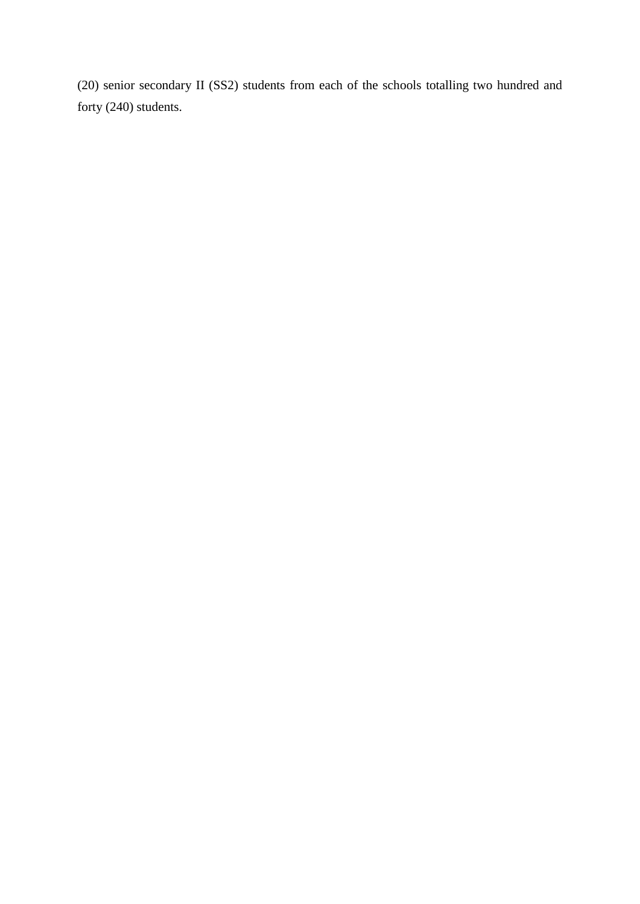(20) senior secondary II (SS2) students from each of the schools totalling two hundred and forty (240) students.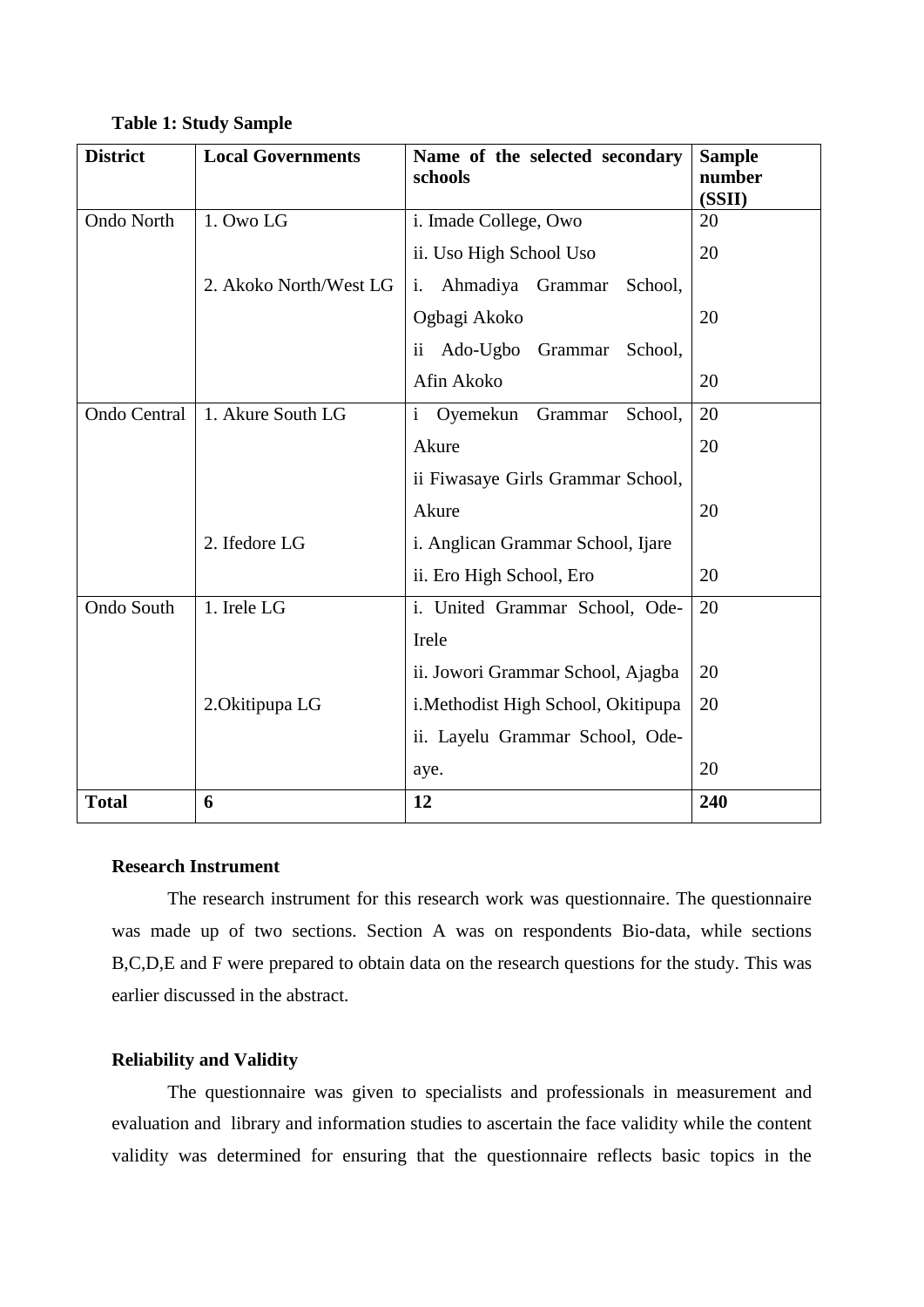**Table 1: Study Sample**

| District | Local Governments | Name of the selected secondary schools | Sample number (SSII) |
|---|---|---|---|
| Ondo North | 1. Owo LG | i. Imade College, Owo | 20 |
| | | ii. Uso High School Uso | 20 |
| | 2. Akoko North/West LG | i. Ahmadiya Grammar School, Ogbagi Akoko | 20 |
| | | ii Ado-Ugbo Grammar School, Afin Akoko | 20 |
| Ondo Central | 1. Akure South LG | i Oyemekun Grammar School, Akure | 20 |
| | | ii Fiwasaye Girls Grammar School, Akure | 20 |
| | 2. Ifedore LG | i. Anglican Grammar School, Ijare | 20 |
| | | ii. Ero High School, Ero | 20 |
| Ondo South | 1. Irele LG | i. United Grammar School, Ode-Irele | 20 |
| | | ii. Jowori Grammar School, Ajagba | 20 |
| | 2.Okitipupa LG | i.Methodist High School, Okitipupa | 20 |
| | | ii. Layelu Grammar School, Ode-aye. | 20 |
| **Total** | **6** | **12** | **240** |

**Research Instrument**

The research instrument for this research work was questionnaire. The questionnaire was made up of two sections. Section A was on respondents Bio-data, while sections B,C,D,E and F were prepared to obtain data on the research questions for the study. This was earlier discussed in the abstract.

**Reliability and Validity**

The questionnaire was given to specialists and professionals in measurement and evaluation and library and information studies to ascertain the face validity while the content validity was determined for ensuring that the questionnaire reflects basic topics in the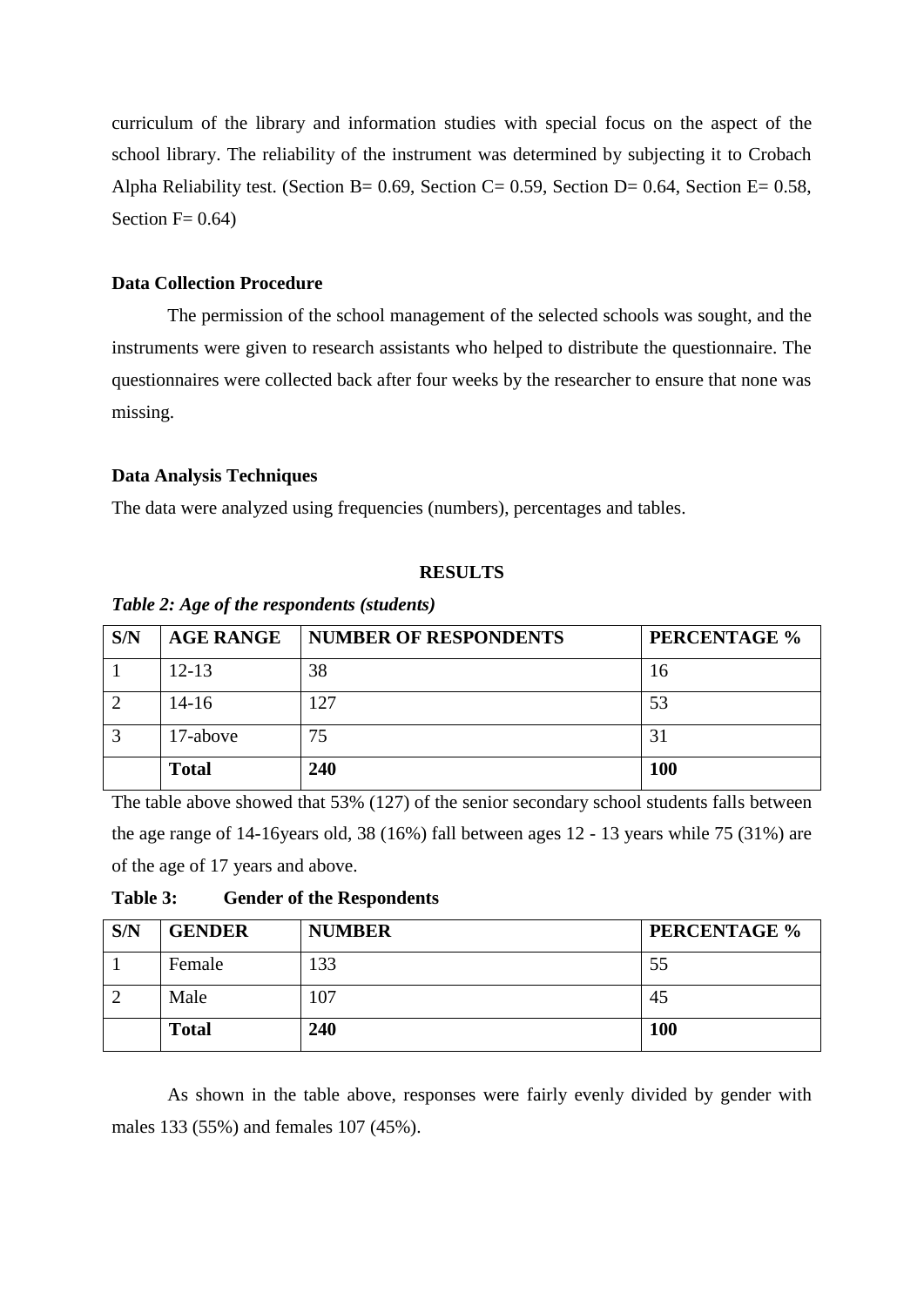curriculum of the library and information studies with special focus on the aspect of the school library. The reliability of the instrument was determined by subjecting it to Crobach Alpha Reliability test. (Section B= 0.69, Section C= 0.59, Section D= 0.64, Section E= 0.58, Section F= 0.64)

### Data Collection Procedure

The permission of the school management of the selected schools was sought, and the instruments were given to research assistants who helped to distribute the questionnaire. The questionnaires were collected back after four weeks by the researcher to ensure that none was missing.

### Data Analysis Techniques

The data were analyzed using frequencies (numbers), percentages and tables.

## RESULTS

***Table 2: Age of the respondents (students)***

| S/N | AGE RANGE | NUMBER OF RESPONDENTS | PERCENTAGE % |
|---|---|---|---|
| 1 | 12-13 | 38 | 16 |
| 2 | 14-16 | 127 | 53 |
| 3 | 17-above | 75 | 31 |
| | **Total** | **240** | **100** |

The table above showed that 53% (127) of the senior secondary school students falls between the age range of 14-16years old, 38 (16%) fall between ages 12 - 13 years while 75 (31%) are of the age of 17 years and above.

**Table 3: Gender of the Respondents**

| S/N | GENDER | NUMBER | PERCENTAGE % |
|---|---|---|---|
| 1 | Female | 133 | 55 |
| 2 | Male | 107 | 45 |
| | **Total** | **240** | **100** |

As shown in the table above, responses were fairly evenly divided by gender with males 133 (55%) and females 107 (45%).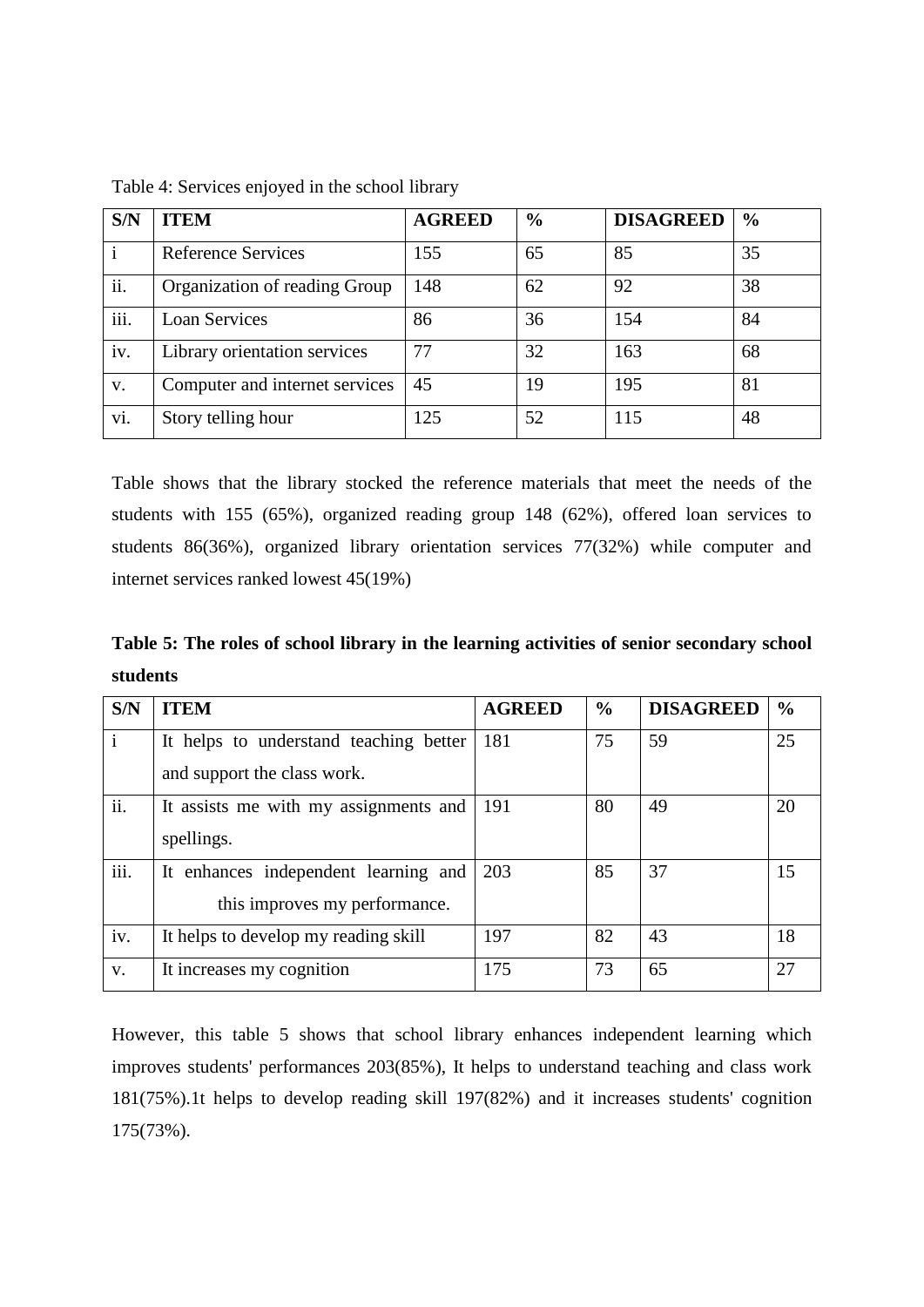Table 4: Services enjoyed in the school library

| S/N | ITEM | AGREED | % | DISAGREED | % |
|---|---|---|---|---|---|
| i | Reference Services | 155 | 65 | 85 | 35 |
| ii. | Organization of reading Group | 148 | 62 | 92 | 38 |
| iii. | Loan Services | 86 | 36 | 154 | 84 |
| iv. | Library orientation services | 77 | 32 | 163 | 68 |
| v. | Computer and internet services | 45 | 19 | 195 | 81 |
| vi. | Story telling hour | 125 | 52 | 115 | 48 |

Table shows that the library stocked the reference materials that meet the needs of the students with 155 (65%), organized reading group 148 (62%), offered loan services to students 86(36%), organized library orientation services 77(32%) while computer and internet services ranked lowest 45(19%)

**Table 5: The roles of school library in the learning activities of senior secondary school students**

| S/N | ITEM | AGREED | % | DISAGREED | % |
|---|---|---|---|---|---|
| i | It helps to understand teaching better and support the class work. | 181 | 75 | 59 | 25 |
| ii. | It assists me with my assignments and spellings. | 191 | 80 | 49 | 20 |
| iii. | It enhances independent learning and this improves my performance. | 203 | 85 | 37 | 15 |
| iv. | It helps to develop my reading skill | 197 | 82 | 43 | 18 |
| v. | It increases my cognition | 175 | 73 | 65 | 27 |

However, this table 5 shows that school library enhances independent learning which improves students' performances 203(85%), It helps to understand teaching and class work 181(75%).1t helps to develop reading skill 197(82%) and it increases students' cognition 175(73%).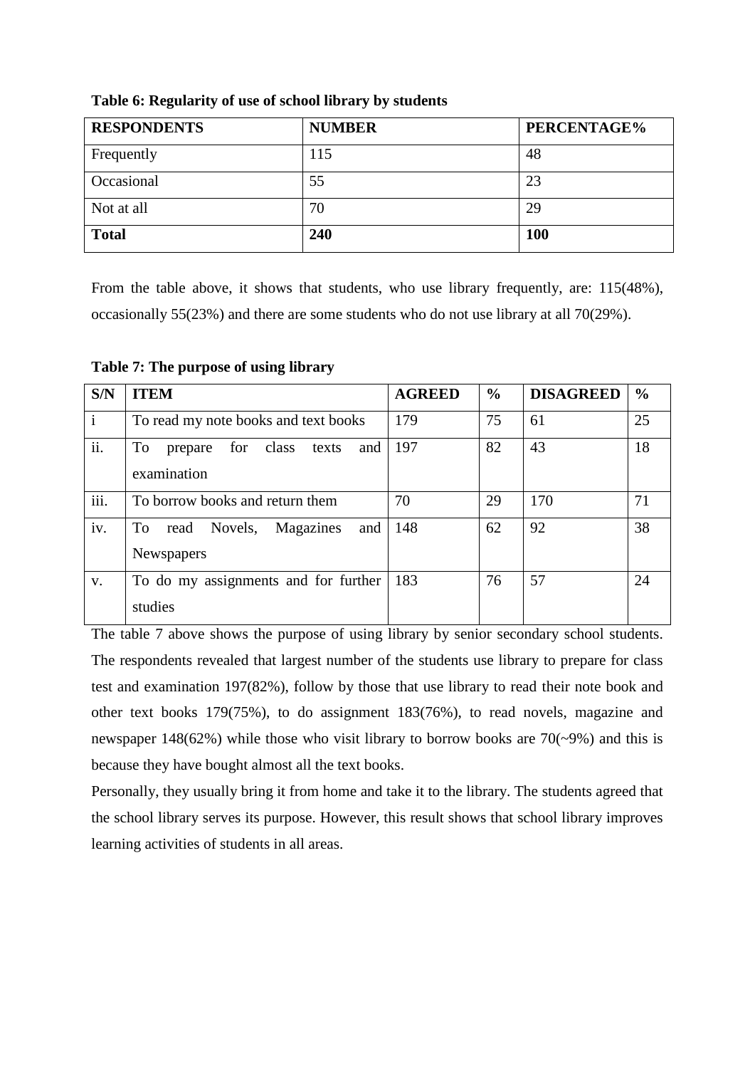**Table 6: Regularity of use of school library by students**

| RESPONDENTS | NUMBER | PERCENTAGE% |
|---|---|---|
| Frequently | 115 | 48 |
| Occasional | 55 | 23 |
| Not at all | 70 | 29 |
| **Total** | **240** | **100** |

From the table above, it shows that students, who use library frequently, are: 115(48%), occasionally 55(23%) and there are some students who do not use library at all 70(29%).

**Table 7: The purpose of using library**

| S/N | ITEM | AGREED | % | DISAGREED | % |
|---|---|---|---|---|---|
| i | To read my note books and text books | 179 | 75 | 61 | 25 |
| ii. | To prepare for class texts and examination | 197 | 82 | 43 | 18 |
| iii. | To borrow books and return them | 70 | 29 | 170 | 71 |
| iv. | To read Novels, Magazines and Newspapers | 148 | 62 | 92 | 38 |
| v. | To do my assignments and for further studies | 183 | 76 | 57 | 24 |

The table 7 above shows the purpose of using library by senior secondary school students. The respondents revealed that largest number of the students use library to prepare for class test and examination 197(82%), follow by those that use library to read their note book and other text books 179(75%), to do assignment 183(76%), to read novels, magazine and newspaper 148(62%) while those who visit library to borrow books are 70(~9%) and this is because they have bought almost all the text books.

Personally, they usually bring it from home and take it to the library. The students agreed that the school library serves its purpose. However, this result shows that school library improves learning activities of students in all areas.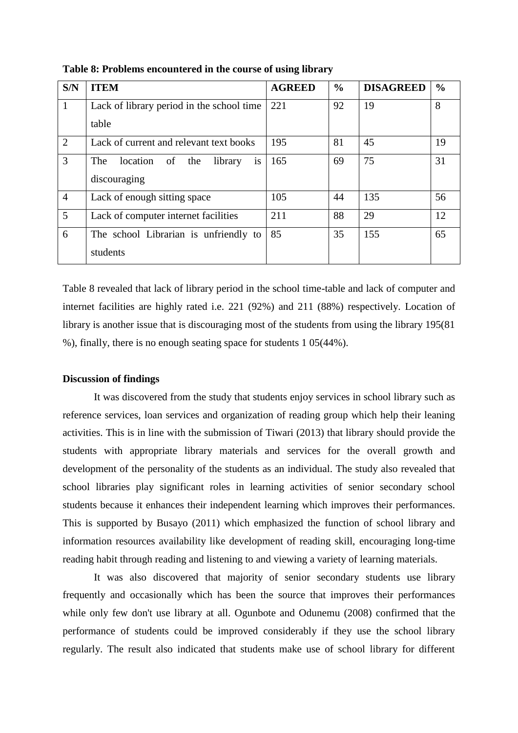**Table 8: Problems encountered in the course of using library**

| S/N | ITEM | AGREED | % | DISAGREED | % |
|---|---|---|---|---|---|
| 1 | Lack of library period in the school time table | 221 | 92 | 19 | 8 |
| 2 | Lack of current and relevant text books | 195 | 81 | 45 | 19 |
| 3 | The location of the library is discouraging | 165 | 69 | 75 | 31 |
| 4 | Lack of enough sitting space | 105 | 44 | 135 | 56 |
| 5 | Lack of computer internet facilities | 211 | 88 | 29 | 12 |
| 6 | The school Librarian is unfriendly to students | 85 | 35 | 155 | 65 |

Table 8 revealed that lack of library period in the school time-table and lack of computer and internet facilities are highly rated i.e. 221 (92%) and 211 (88%) respectively. Location of library is another issue that is discouraging most of the students from using the library 195(81 %), finally, there is no enough seating space for students 1 05(44%).

**Discussion of findings**

It was discovered from the study that students enjoy services in school library such as reference services, loan services and organization of reading group which help their leaning activities. This is in line with the submission of Tiwari (2013) that library should provide the students with appropriate library materials and services for the overall growth and development of the personality of the students as an individual. The study also revealed that school libraries play significant roles in learning activities of senior secondary school students because it enhances their independent learning which improves their performances. This is supported by Busayo (2011) which emphasized the function of school library and information resources availability like development of reading skill, encouraging long-time reading habit through reading and listening to and viewing a variety of learning materials.

It was also discovered that majority of senior secondary students use library frequently and occasionally which has been the source that improves their performances while only few don't use library at all. Ogunbote and Odunemu (2008) confirmed that the performance of students could be improved considerably if they use the school library regularly. The result also indicated that students make use of school library for different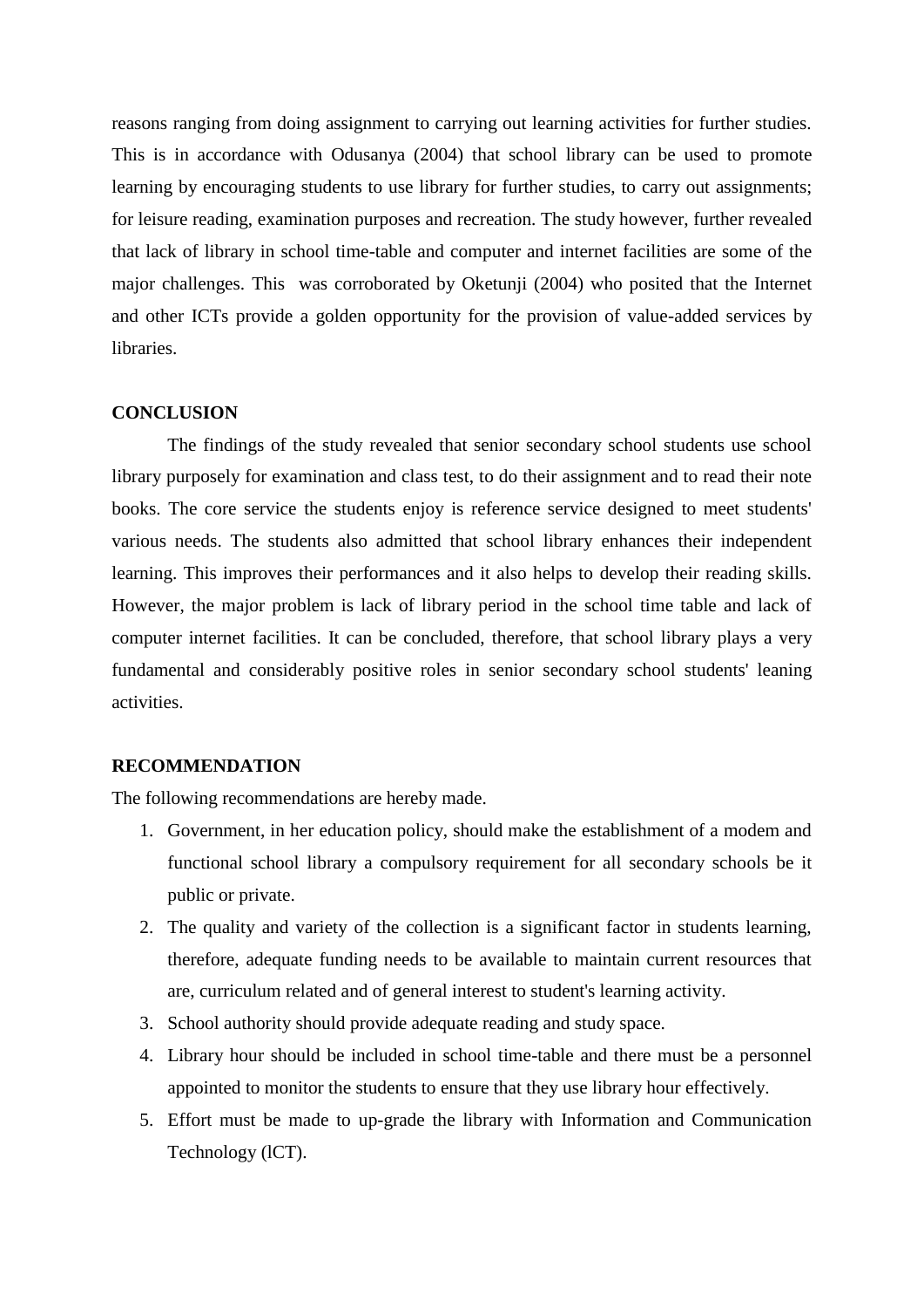reasons ranging from doing assignment to carrying out learning activities for further studies. This is in accordance with Odusanya (2004) that school library can be used to promote learning by encouraging students to use library for further studies, to carry out assignments; for leisure reading, examination purposes and recreation. The study however, further revealed that lack of library in school time-table and computer and internet facilities are some of the major challenges. This was corroborated by Oketunji (2004) who posited that the Internet and other ICTs provide a golden opportunity for the provision of value-added services by libraries.

## CONCLUSION

The findings of the study revealed that senior secondary school students use school library purposely for examination and class test, to do their assignment and to read their note books. The core service the students enjoy is reference service designed to meet students' various needs. The students also admitted that school library enhances their independent learning. This improves their performances and it also helps to develop their reading skills. However, the major problem is lack of library period in the school time table and lack of computer internet facilities. It can be concluded, therefore, that school library plays a very fundamental and considerably positive roles in senior secondary school students' leaning activities.

## RECOMMENDATION

The following recommendations are hereby made.

1. Government, in her education policy, should make the establishment of a modem and functional school library a compulsory requirement for all secondary schools be it public or private.
2. The quality and variety of the collection is a significant factor in students learning, therefore, adequate funding needs to be available to maintain current resources that are, curriculum related and of general interest to student's learning activity.
3. School authority should provide adequate reading and study space.
4. Library hour should be included in school time-table and there must be a personnel appointed to monitor the students to ensure that they use library hour effectively.
5. Effort must be made to up-grade the library with Information and Communication Technology (lCT).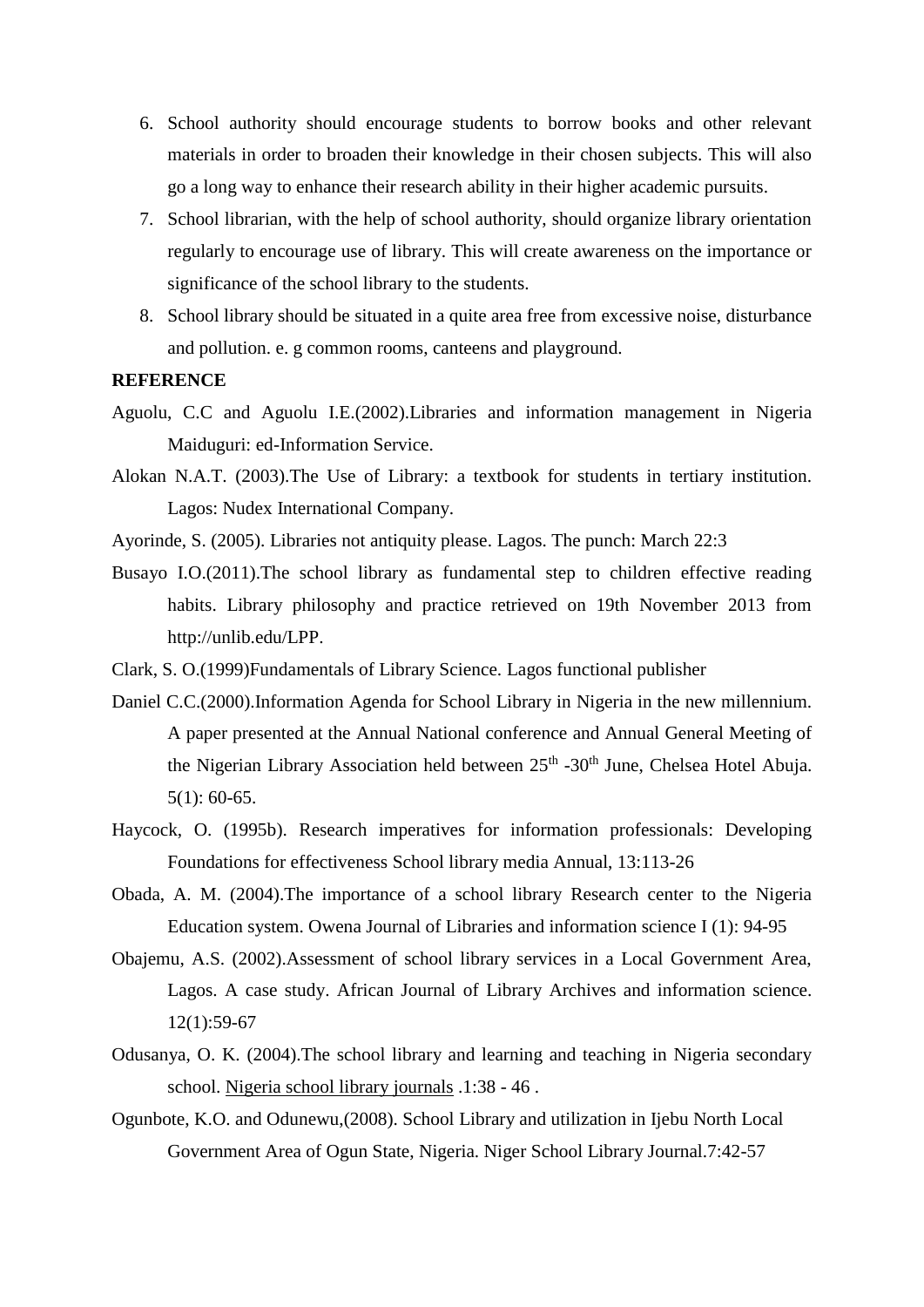6. School authority should encourage students to borrow books and other relevant materials in order to broaden their knowledge in their chosen subjects. This will also go a long way to enhance their research ability in their higher academic pursuits.
7. School librarian, with the help of school authority, should organize library orientation regularly to encourage use of library. This will create awareness on the importance or significance of the school library to the students.
8. School library should be situated in a quite area free from excessive noise, disturbance and pollution. e. g common rooms, canteens and playground.

**REFERENCE**

Aguolu, C.C and Aguolu I.E.(2002).Libraries and information management in Nigeria Maiduguri: ed-Information Service.

Alokan N.A.T. (2003).The Use of Library: a textbook for students in tertiary institution. Lagos: Nudex International Company.

Ayorinde, S. (2005). Libraries not antiquity please. Lagos. The punch: March 22:3

Busayo I.O.(2011).The school library as fundamental step to children effective reading habits. Library philosophy and practice retrieved on 19th November 2013 from http://unlib.edu/LPP.

Clark, S. O.(1999)Fundamentals of Library Science. Lagos functional publisher

Daniel C.C.(2000).Information Agenda for School Library in Nigeria in the new millennium. A paper presented at the Annual National conference and Annual General Meeting of the Nigerian Library Association held between 25th -30th June, Chelsea Hotel Abuja. 5(1): 60-65.

Haycock, O. (1995b). Research imperatives for information professionals: Developing Foundations for effectiveness School library media Annual, 13:113-26

Obada, A. M. (2004).The importance of a school library Research center to the Nigeria Education system. Owena Journal of Libraries and information science I (1): 94-95

Obajemu, A.S. (2002).Assessment of school library services in a Local Government Area, Lagos. A case study. African Journal of Library Archives and information science. 12(1):59-67

Odusanya, O. K. (2004).The school library and learning and teaching in Nigeria secondary school. Nigeria school library journals .1:38 - 46 .

Ogunbote, K.O. and Odunewu,(2008). School Library and utilization in Ijebu North Local Government Area of Ogun State, Nigeria. Niger School Library Journal.7:42-57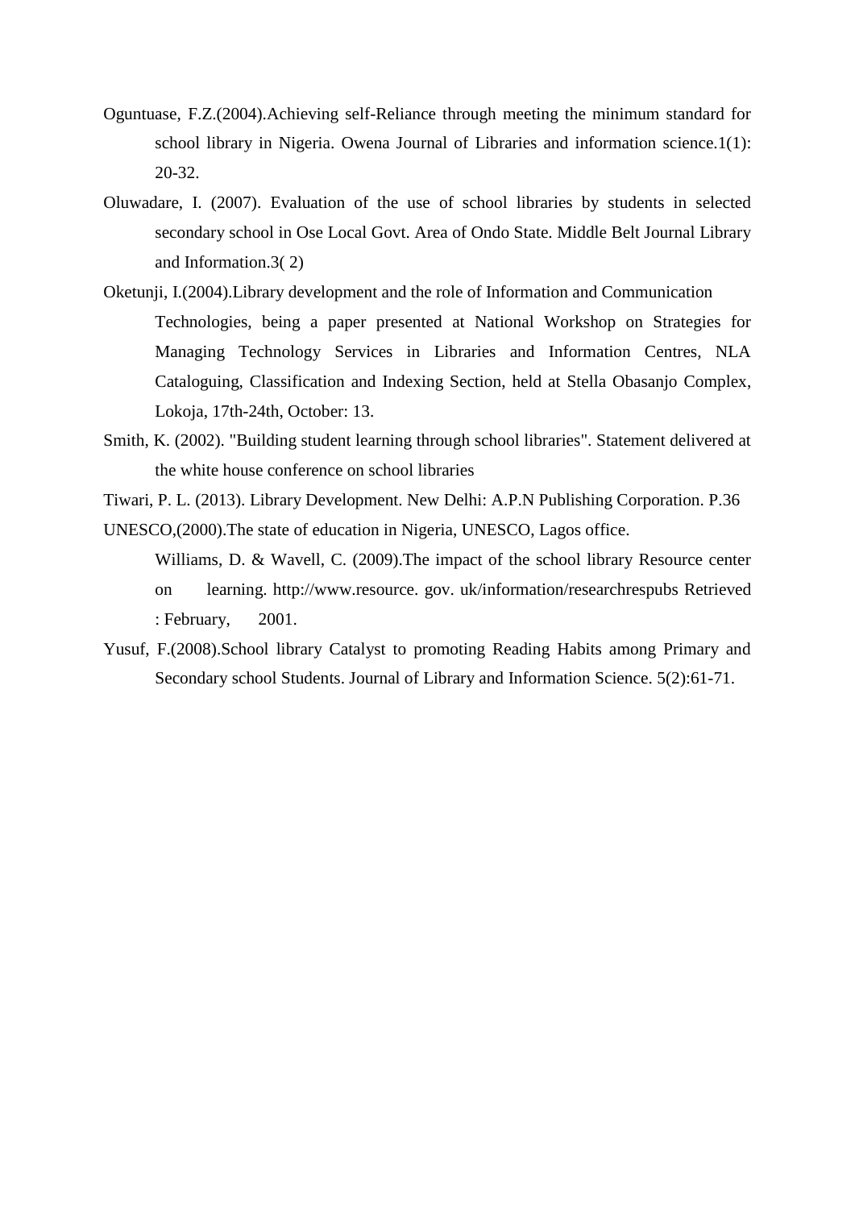Oguntuase, F.Z.(2004).Achieving self-Reliance through meeting the minimum standard for school library in Nigeria. Owena Journal of Libraries and information science.1(1): 20-32.

Oluwadare, I. (2007). Evaluation of the use of school libraries by students in selected secondary school in Ose Local Govt. Area of Ondo State. Middle Belt Journal Library and Information.3( 2)

Oketunji, I.(2004).Library development and the role of Information and Communication Technologies, being a paper presented at National Workshop on Strategies for Managing Technology Services in Libraries and Information Centres, NLA Cataloguing, Classification and Indexing Section, held at Stella Obasanjo Complex, Lokoja, 17th-24th, October: 13.

Smith, K. (2002). "Building student learning through school libraries". Statement delivered at the white house conference on school libraries

Tiwari, P. L. (2013). Library Development. New Delhi: A.P.N Publishing Corporation. P.36

UNESCO,(2000).The state of education in Nigeria, UNESCO, Lagos office.

Williams, D. & Wavell, C. (2009).The impact of the school library Resource center on learning. http://www.resource. gov. uk/information/researchrespubs Retrieved : February, 2001.

Yusuf, F.(2008).School library Catalyst to promoting Reading Habits among Primary and Secondary school Students. Journal of Library and Information Science. 5(2):61-71.